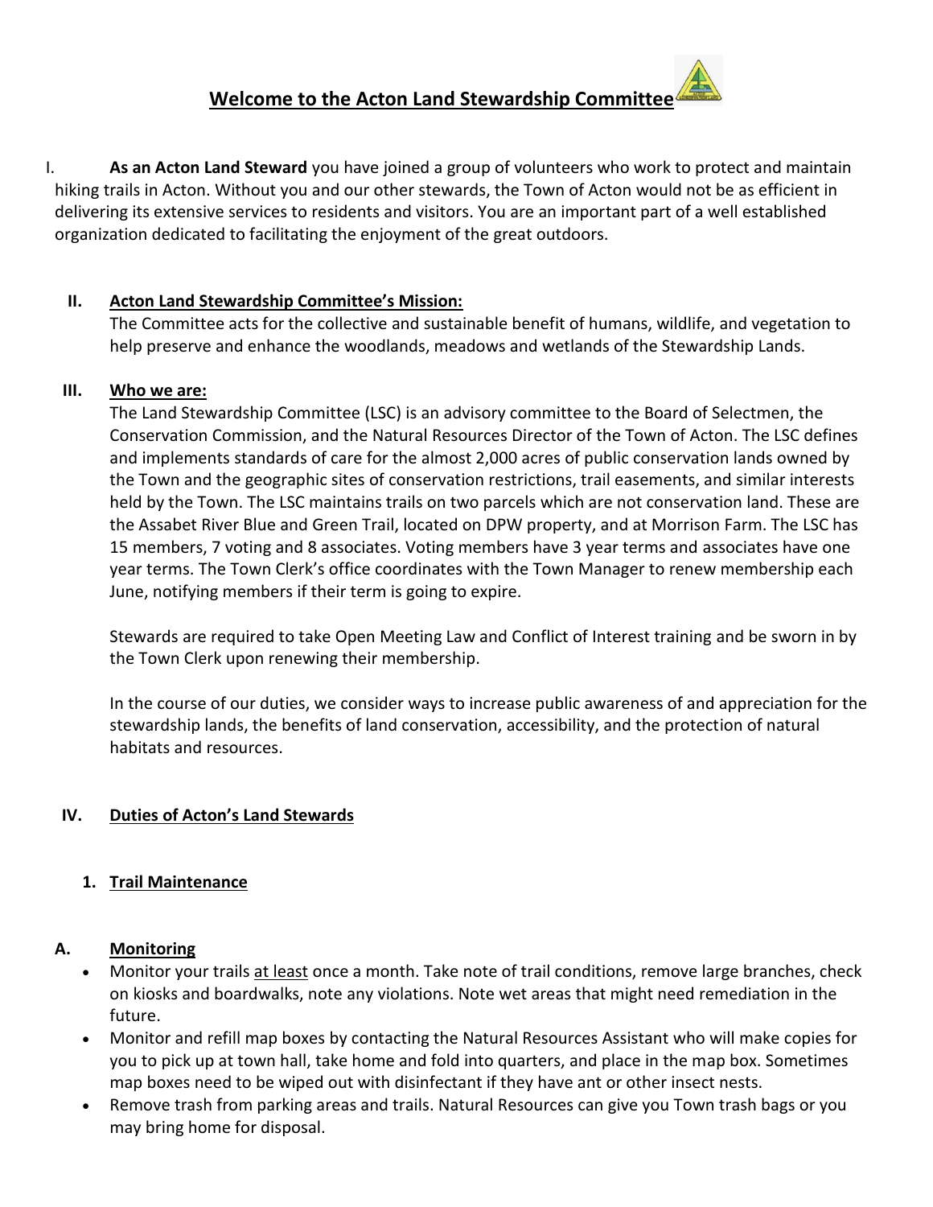# Welcome to the Acton Land Stewardship Committee

I. **As an Acton Land Steward** you have joined a group of volunteers who work to protect and maintain hiking trails in Acton. Without you and our other stewards, the Town of Acton would not be as efficient in delivering its extensive services to residents and visitors. You are an important part of a well established organization dedicated to facilitating the enjoyment of the great outdoors.

## II. Acton Land Stewardship Committee's Mission:

The Committee acts for the collective and sustainable benefit of humans, wildlife, and vegetation to help preserve and enhance the woodlands, meadows and wetlands of the Stewardship Lands.

## III. Who we are:

The Land Stewardship Committee (LSC) is an advisory committee to the Board of Selectmen, the Conservation Commission, and the Natural Resources Director of the Town of Acton. The LSC defines and implements standards of care for the almost 2,000 acres of public conservation lands owned by the Town and the geographic sites of conservation restrictions, trail easements, and similar interests held by the Town. The LSC maintains trails on two parcels which are not conservation land. These are the Assabet River Blue and Green Trail, located on DPW property, and at Morrison Farm. The LSC has 15 members, 7 voting and 8 associates. Voting members have 3 year terms and associates have one year terms. The Town Clerk's office coordinates with the Town Manager to renew membership each June, notifying members if their term is going to expire.

Stewards are required to take Open Meeting Law and Conflict of Interest training and be sworn in by the Town Clerk upon renewing their membership.

In the course of our duties, we consider ways to increase public awareness of and appreciation for the stewardship lands, the benefits of land conservation, accessibility, and the protection of natural habitats and resources.

## IV. Duties of Acton's Land Stewards

### 1. Trail Maintenance

#### A. Monitoring

- Monitor your trails at least once a month. Take note of trail conditions, remove large branches, check on kiosks and boardwalks, note any violations. Note wet areas that might need remediation in the future.
- Monitor and refill map boxes by contacting the Natural Resources Assistant who will make copies for you to pick up at town hall, take home and fold into quarters, and place in the map box. Sometimes map boxes need to be wiped out with disinfectant if they have ant or other insect nests.
- Remove trash from parking areas and trails. Natural Resources can give you Town trash bags or you may bring home for disposal.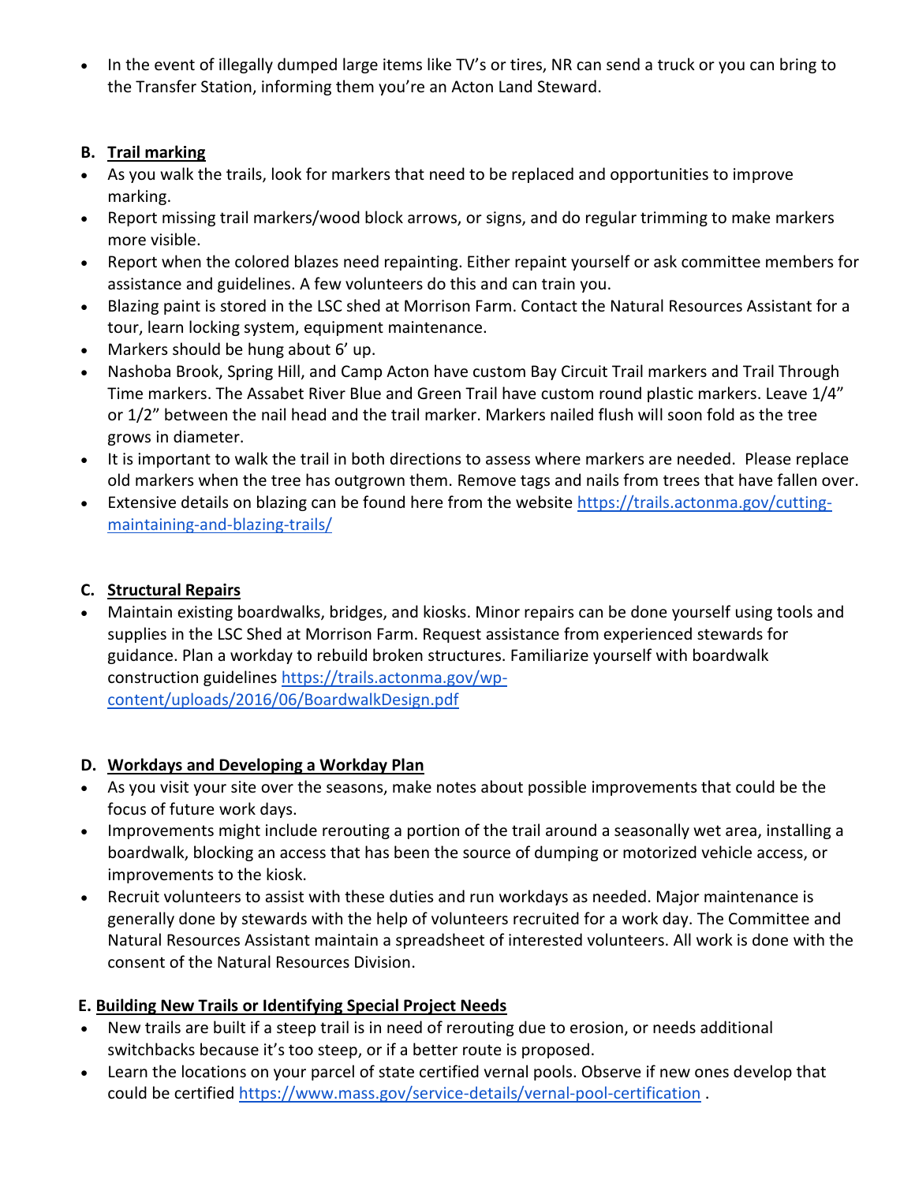- In the event of illegally dumped large items like TV's or tires, NR can send a truck or you can bring to the Transfer Station, informing them you're an Acton Land Steward.

**B. <u>Trail marking</u>**

- As you walk the trails, look for markers that need to be replaced and opportunities to improve marking.
- Report missing trail markers/wood block arrows, or signs, and do regular trimming to make markers more visible.
- Report when the colored blazes need repainting. Either repaint yourself or ask committee members for assistance and guidelines. A few volunteers do this and can train you.
- Blazing paint is stored in the LSC shed at Morrison Farm. Contact the Natural Resources Assistant for a tour, learn locking system, equipment maintenance.
- Markers should be hung about 6' up.
- Nashoba Brook, Spring Hill, and Camp Acton have custom Bay Circuit Trail markers and Trail Through Time markers. The Assabet River Blue and Green Trail have custom round plastic markers. Leave 1/4" or 1/2" between the nail head and the trail marker. Markers nailed flush will soon fold as the tree grows in diameter.
- It is important to walk the trail in both directions to assess where markers are needed. Please replace old markers when the tree has outgrown them. Remove tags and nails from trees that have fallen over.
- Extensive details on blazing can be found here from the website [https://trails.actonma.gov/cutting-maintaining-and-blazing-trails/](https://trails.actonma.gov/cutting-maintaining-and-blazing-trails/)

**C. <u>Structural Repairs</u>**

- Maintain existing boardwalks, bridges, and kiosks. Minor repairs can be done yourself using tools and supplies in the LSC Shed at Morrison Farm. Request assistance from experienced stewards for guidance. Plan a workday to rebuild broken structures. Familiarize yourself with boardwalk construction guidelines [https://trails.actonma.gov/wp-content/uploads/2016/06/BoardwalkDesign.pdf](https://trails.actonma.gov/wp-content/uploads/2016/06/BoardwalkDesign.pdf)

**D. <u>Workdays and Developing a Workday Plan</u>**

- As you visit your site over the seasons, make notes about possible improvements that could be the focus of future work days.
- Improvements might include rerouting a portion of the trail around a seasonally wet area, installing a boardwalk, blocking an access that has been the source of dumping or motorized vehicle access, or improvements to the kiosk.
- Recruit volunteers to assist with these duties and run workdays as needed. Major maintenance is generally done by stewards with the help of volunteers recruited for a work day. The Committee and Natural Resources Assistant maintain a spreadsheet of interested volunteers. All work is done with the consent of the Natural Resources Division.

**E. <u>Building New Trails or Identifying Special Project Needs</u>**

- New trails are built if a steep trail is in need of rerouting due to erosion, or needs additional switchbacks because it's too steep, or if a better route is proposed.
- Learn the locations on your parcel of state certified vernal pools. Observe if new ones develop that could be certified [https://www.mass.gov/service-details/vernal-pool-certification](https://www.mass.gov/service-details/vernal-pool-certification) .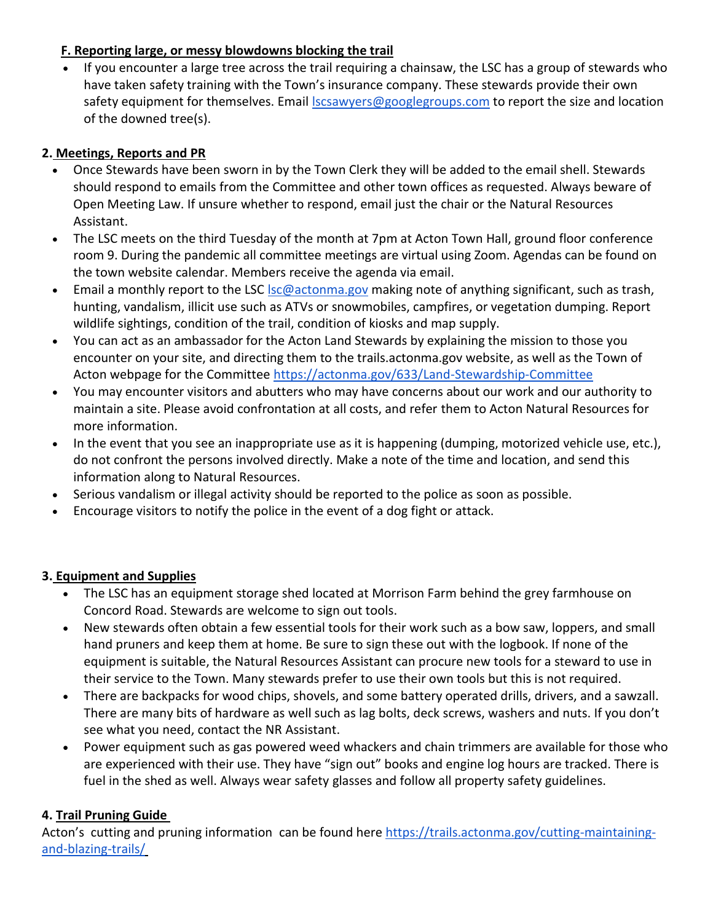#### F. Reporting large, or messy blowdowns blocking the trail

- If you encounter a large tree across the trail requiring a chainsaw, the LSC has a group of stewards who have taken safety training with the Town's insurance company. These stewards provide their own safety equipment for themselves. Email lscsawyers@googlegroups.com to report the size and location of the downed tree(s).

### 2. Meetings, Reports and PR

- Once Stewards have been sworn in by the Town Clerk they will be added to the email shell. Stewards should respond to emails from the Committee and other town offices as requested. Always beware of Open Meeting Law. If unsure whether to respond, email just the chair or the Natural Resources Assistant.
- The LSC meets on the third Tuesday of the month at 7pm at Acton Town Hall, ground floor conference room 9. During the pandemic all committee meetings are virtual using Zoom. Agendas can be found on the town website calendar. Members receive the agenda via email.
- Email a monthly report to the LSC lsc@actonma.gov making note of anything significant, such as trash, hunting, vandalism, illicit use such as ATVs or snowmobiles, campfires, or vegetation dumping. Report wildlife sightings, condition of the trail, condition of kiosks and map supply.
- You can act as an ambassador for the Acton Land Stewards by explaining the mission to those you encounter on your site, and directing them to the trails.actonma.gov website, as well as the Town of Acton webpage for the Committee https://actonma.gov/633/Land-Stewardship-Committee
- You may encounter visitors and abutters who may have concerns about our work and our authority to maintain a site. Please avoid confrontation at all costs, and refer them to Acton Natural Resources for more information.
- In the event that you see an inappropriate use as it is happening (dumping, motorized vehicle use, etc.), do not confront the persons involved directly. Make a note of the time and location, and send this information along to Natural Resources.
- Serious vandalism or illegal activity should be reported to the police as soon as possible.
- Encourage visitors to notify the police in the event of a dog fight or attack.

### 3. Equipment and Supplies

- The LSC has an equipment storage shed located at Morrison Farm behind the grey farmhouse on Concord Road. Stewards are welcome to sign out tools.
- New stewards often obtain a few essential tools for their work such as a bow saw, loppers, and small hand pruners and keep them at home. Be sure to sign these out with the logbook. If none of the equipment is suitable, the Natural Resources Assistant can procure new tools for a steward to use in their service to the Town. Many stewards prefer to use their own tools but this is not required.
- There are backpacks for wood chips, shovels, and some battery operated drills, drivers, and a sawzall. There are many bits of hardware as well such as lag bolts, deck screws, washers and nuts. If you don't see what you need, contact the NR Assistant.
- Power equipment such as gas powered weed whackers and chain trimmers are available for those who are experienced with their use. They have "sign out" books and engine log hours are tracked. There is fuel in the shed as well. Always wear safety glasses and follow all property safety guidelines.

### 4. Trail Pruning Guide

Acton's cutting and pruning information can be found here https://trails.actonma.gov/cutting-maintaining-and-blazing-trails/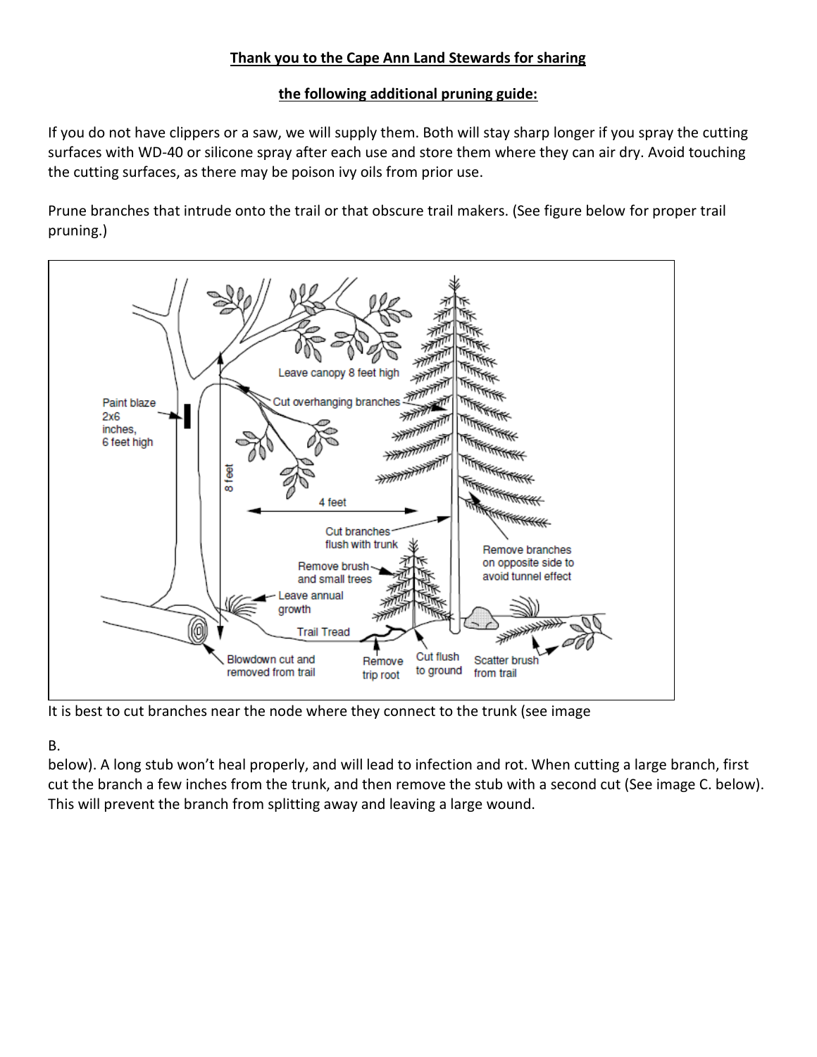**Thank you to the Cape Ann Land Stewards for sharing**

**the following additional pruning guide:**

If you do not have clippers or a saw, we will supply them. Both will stay sharp longer if you spray the cutting surfaces with WD-40 or silicone spray after each use and store them where they can air dry. Avoid touching the cutting surfaces, as there may be poison ivy oils from prior use.

Prune branches that intrude onto the trail or that obscure trail makers. (See figure below for proper trail pruning.)

It is best to cut branches near the node where they connect to the trunk (see image

B.

below). A long stub won't heal properly, and will lead to infection and rot. When cutting a large branch, first cut the branch a few inches from the trunk, and then remove the stub with a second cut (See image C. below). This will prevent the branch from splitting away and leaving a large wound.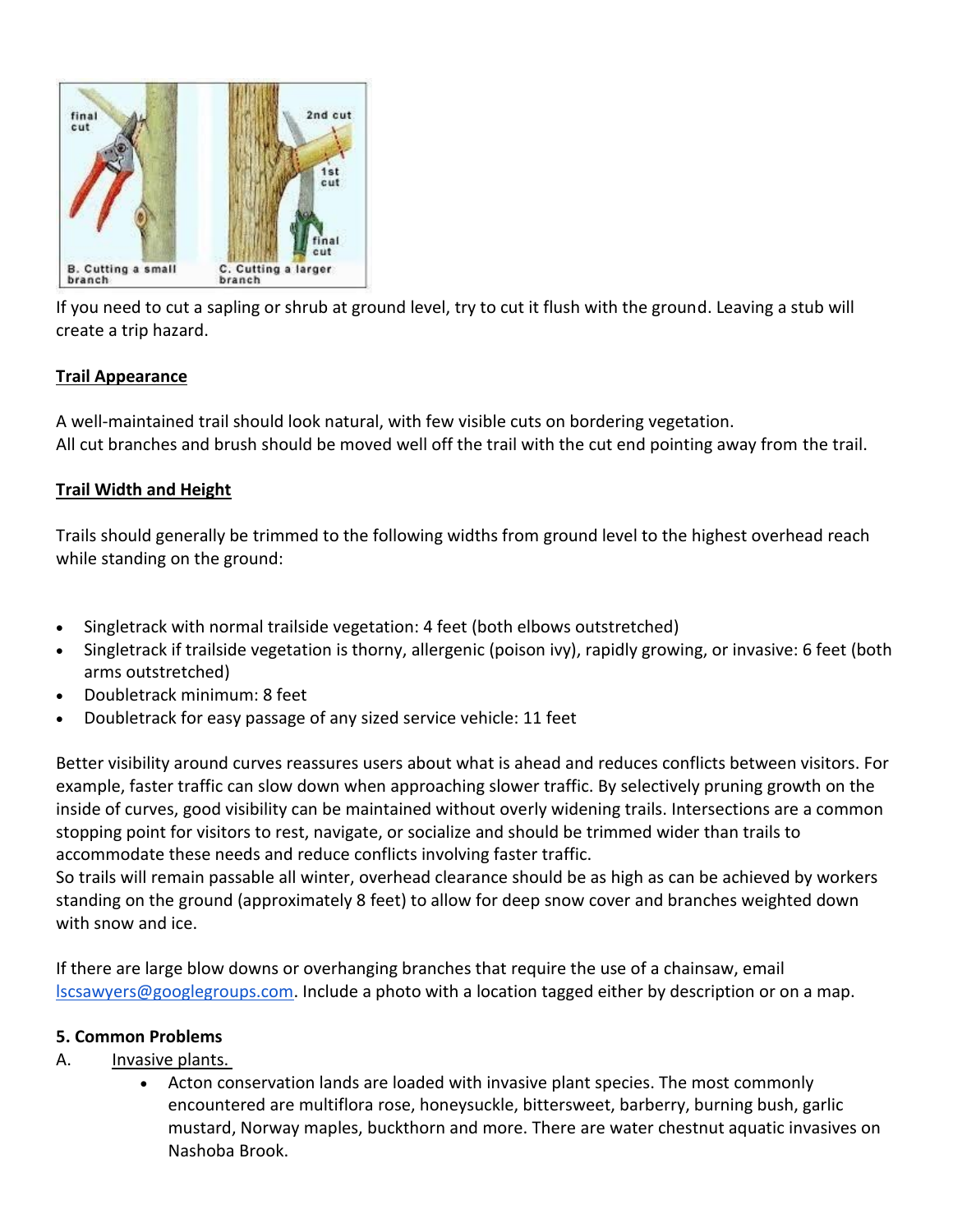If you need to cut a sapling or shrub at ground level, try to cut it flush with the ground. Leaving a stub will create a trip hazard.

**Trail Appearance**

A well-maintained trail should look natural, with few visible cuts on bordering vegetation.
All cut branches and brush should be moved well off the trail with the cut end pointing away from the trail.

**Trail Width and Height**

Trails should generally be trimmed to the following widths from ground level to the highest overhead reach while standing on the ground:

- Singletrack with normal trailside vegetation: 4 feet (both elbows outstretched)
- Singletrack if trailside vegetation is thorny, allergenic (poison ivy), rapidly growing, or invasive: 6 feet (both arms outstretched)
- Doubletrack minimum: 8 feet
- Doubletrack for easy passage of any sized service vehicle: 11 feet

Better visibility around curves reassures users about what is ahead and reduces conflicts between visitors. For example, faster traffic can slow down when approaching slower traffic. By selectively pruning growth on the inside of curves, good visibility can be maintained without overly widening trails. Intersections are a common stopping point for visitors to rest, navigate, or socialize and should be trimmed wider than trails to accommodate these needs and reduce conflicts involving faster traffic.
So trails will remain passable all winter, overhead clearance should be as high as can be achieved by workers standing on the ground (approximately 8 feet) to allow for deep snow cover and branches weighted down with snow and ice.

If there are large blow downs or overhanging branches that require the use of a chainsaw, email lscsawyers@googlegroups.com. Include a photo with a location tagged either by description or on a map.

**5. Common Problems**

A. Invasive plants.

- Acton conservation lands are loaded with invasive plant species. The most commonly encountered are multiflora rose, honeysuckle, bittersweet, barberry, burning bush, garlic mustard, Norway maples, buckthorn and more. There are water chestnut aquatic invasives on Nashoba Brook.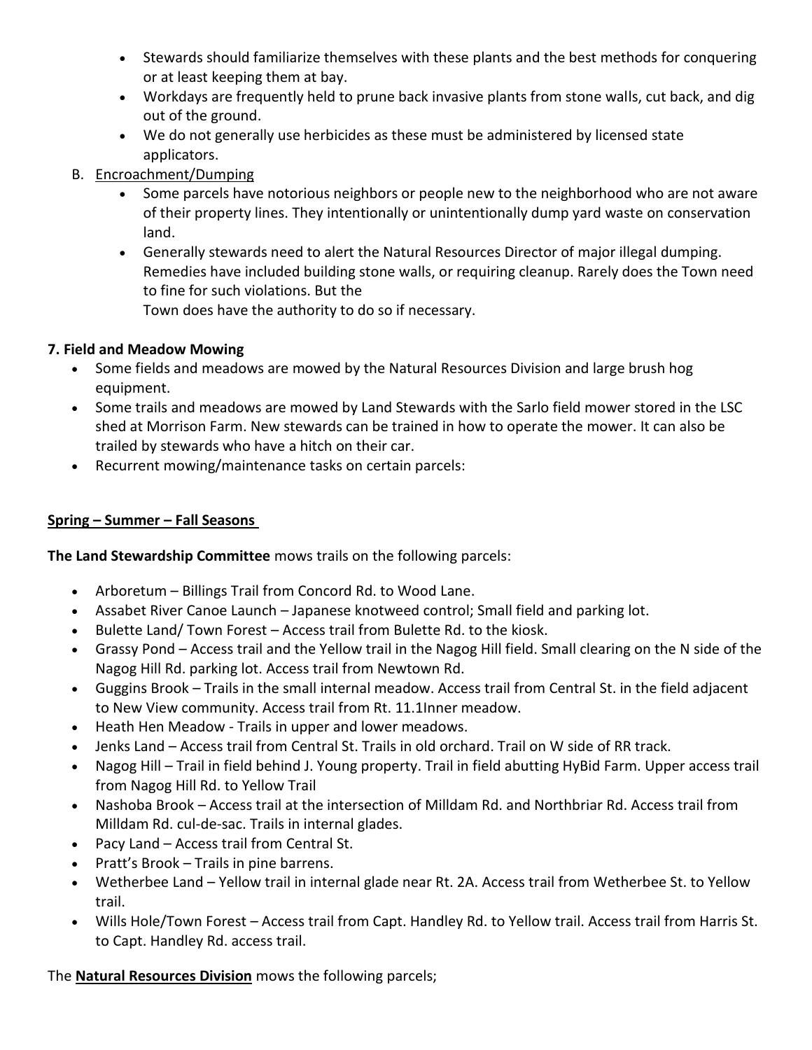- Stewards should familiarize themselves with these plants and the best methods for conquering or at least keeping them at bay.
- Workdays are frequently held to prune back invasive plants from stone walls, cut back, and dig out of the ground.
- We do not generally use herbicides as these must be administered by licensed state applicators.

B. Encroachment/Dumping

- Some parcels have notorious neighbors or people new to the neighborhood who are not aware of their property lines. They intentionally or unintentionally dump yard waste on conservation land.
- Generally stewards need to alert the Natural Resources Director of major illegal dumping. Remedies have included building stone walls, or requiring cleanup. Rarely does the Town need to fine for such violations. But the Town does have the authority to do so if necessary.

**7. Field and Meadow Mowing**

- Some fields and meadows are mowed by the Natural Resources Division and large brush hog equipment.
- Some trails and meadows are mowed by Land Stewards with the Sarlo field mower stored in the LSC shed at Morrison Farm. New stewards can be trained in how to operate the mower. It can also be trailed by stewards who have a hitch on their car.
- Recurrent mowing/maintenance tasks on certain parcels:

**Spring – Summer – Fall Seasons**

**The Land Stewardship Committee** mows trails on the following parcels:

- Arboretum – Billings Trail from Concord Rd. to Wood Lane.
- Assabet River Canoe Launch – Japanese knotweed control; Small field and parking lot.
- Bulette Land/ Town Forest – Access trail from Bulette Rd. to the kiosk.
- Grassy Pond – Access trail and the Yellow trail in the Nagog Hill field. Small clearing on the N side of the Nagog Hill Rd. parking lot. Access trail from Newtown Rd.
- Guggins Brook – Trails in the small internal meadow. Access trail from Central St. in the field adjacent to New View community. Access trail from Rt. 11.1Inner meadow.
- Heath Hen Meadow - Trails in upper and lower meadows.
- Jenks Land – Access trail from Central St. Trails in old orchard. Trail on W side of RR track.
- Nagog Hill – Trail in field behind J. Young property. Trail in field abutting HyBid Farm. Upper access trail from Nagog Hill Rd. to Yellow Trail
- Nashoba Brook – Access trail at the intersection of Milldam Rd. and Northbriar Rd. Access trail from Milldam Rd. cul-de-sac. Trails in internal glades.
- Pacy Land – Access trail from Central St.
- Pratt's Brook – Trails in pine barrens.
- Wetherbee Land – Yellow trail in internal glade near Rt. 2A. Access trail from Wetherbee St. to Yellow trail.
- Wills Hole/Town Forest – Access trail from Capt. Handley Rd. to Yellow trail. Access trail from Harris St. to Capt. Handley Rd. access trail.

The **Natural Resources Division** mows the following parcels;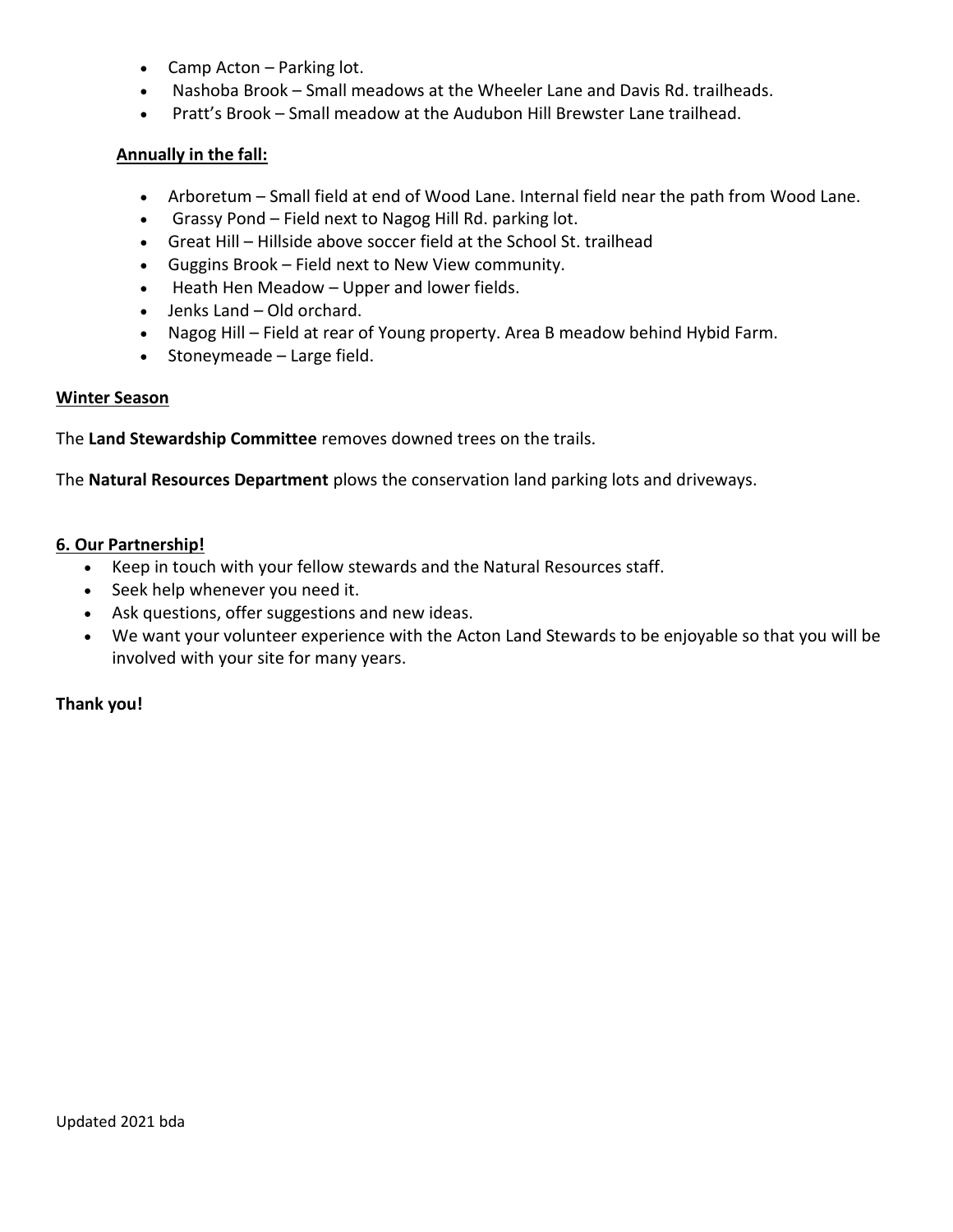- Camp Acton – Parking lot.
- Nashoba Brook – Small meadows at the Wheeler Lane and Davis Rd. trailheads.
- Pratt's Brook – Small meadow at the Audubon Hill Brewster Lane trailhead.

**Annually in the fall:**

- Arboretum – Small field at end of Wood Lane. Internal field near the path from Wood Lane.
- Grassy Pond – Field next to Nagog Hill Rd. parking lot.
- Great Hill – Hillside above soccer field at the School St. trailhead
- Guggins Brook – Field next to New View community.
- Heath Hen Meadow – Upper and lower fields.
- Jenks Land – Old orchard.
- Nagog Hill – Field at rear of Young property. Area B meadow behind Hybid Farm.
- Stoneymeade – Large field.

**Winter Season**

The **Land Stewardship Committee** removes downed trees on the trails.

The **Natural Resources Department** plows the conservation land parking lots and driveways.

## 6. Our Partnership!

- Keep in touch with your fellow stewards and the Natural Resources staff.
- Seek help whenever you need it.
- Ask questions, offer suggestions and new ideas.
- We want your volunteer experience with the Acton Land Stewards to be enjoyable so that you will be involved with your site for many years.

**Thank you!**

Updated 2021 bda